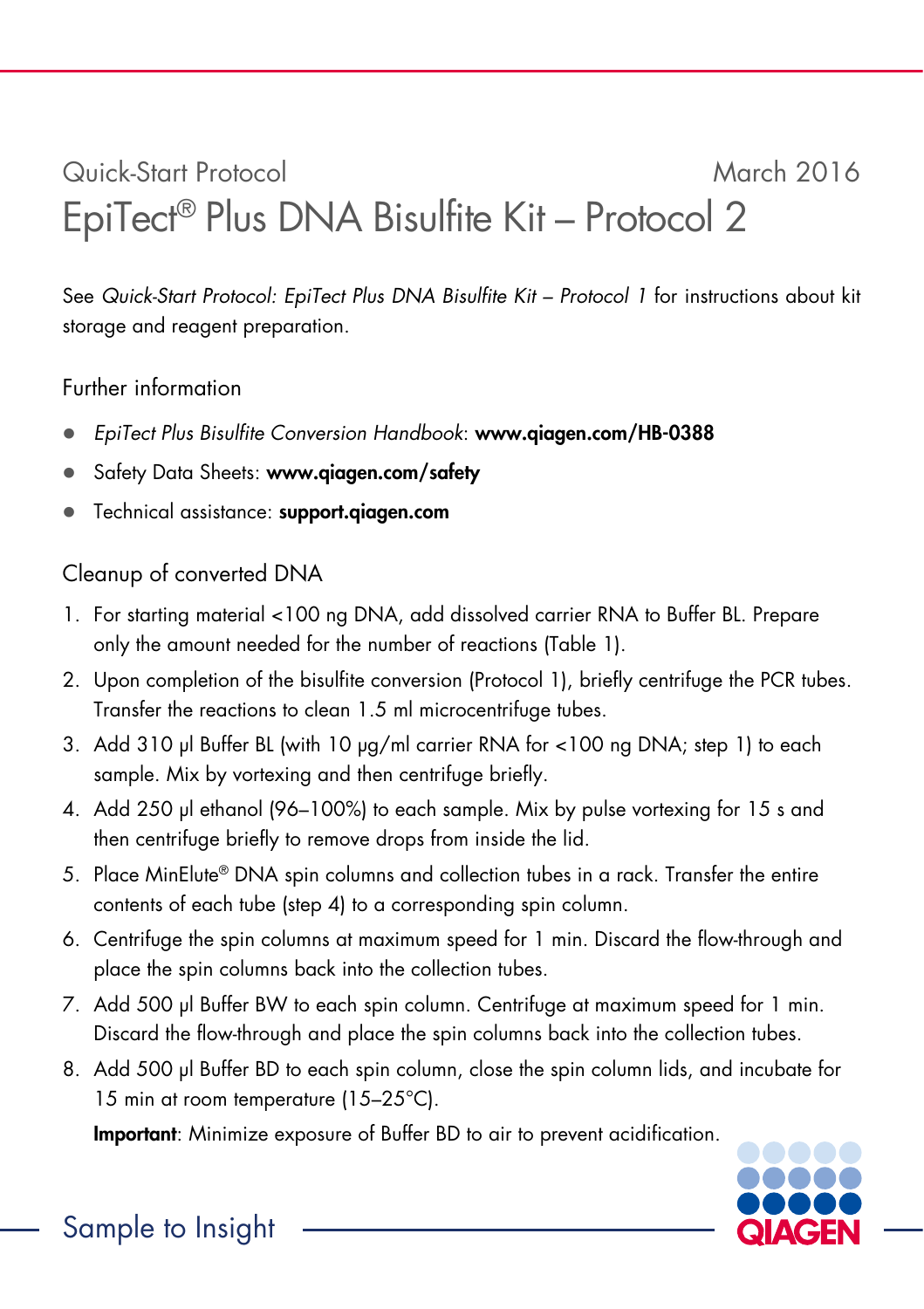Quick-Start Protocol March 2016

# EpiTect® Plus DNA Bisulfite Kit – Protocol 2

See *Quick-Start Protocol: EpiTect Plus DNA Bisulfite Kit – Protocol 1* for instructions about kit storage and reagent preparation.

## Further information

- *EpiTect Plus Bisulfite Conversion Handbook*: **www.qiagen.com/HB-0388**
- Safety Data Sheets: **www.qiagen.com/safety**
- Technical assistance: **support.qiagen.com**

## Cleanup of converted DNA

1. For starting material <100 ng DNA, add dissolved carrier RNA to Buffer BL. Prepare only the amount needed for the number of reactions (Table 1).
2. Upon completion of the bisulfite conversion (Protocol 1), briefly centrifuge the PCR tubes. Transfer the reactions to clean 1.5 ml microcentrifuge tubes.
3. Add 310 µl Buffer BL (with 10 µg/ml carrier RNA for <100 ng DNA; step 1) to each sample. Mix by vortexing and then centrifuge briefly.
4. Add 250 µl ethanol (96–100%) to each sample. Mix by pulse vortexing for 15 s and then centrifuge briefly to remove drops from inside the lid.
5. Place MinElute® DNA spin columns and collection tubes in a rack. Transfer the entire contents of each tube (step 4) to a corresponding spin column.
6. Centrifuge the spin columns at maximum speed for 1 min. Discard the flow-through and place the spin columns back into the collection tubes.
7. Add 500 µl Buffer BW to each spin column. Centrifuge at maximum speed for 1 min. Discard the flow-through and place the spin columns back into the collection tubes.
8. Add 500 µl Buffer BD to each spin column, close the spin column lids, and incubate for 15 min at room temperature (15–25°C).

   **Important**: Minimize exposure of Buffer BD to air to prevent acidification.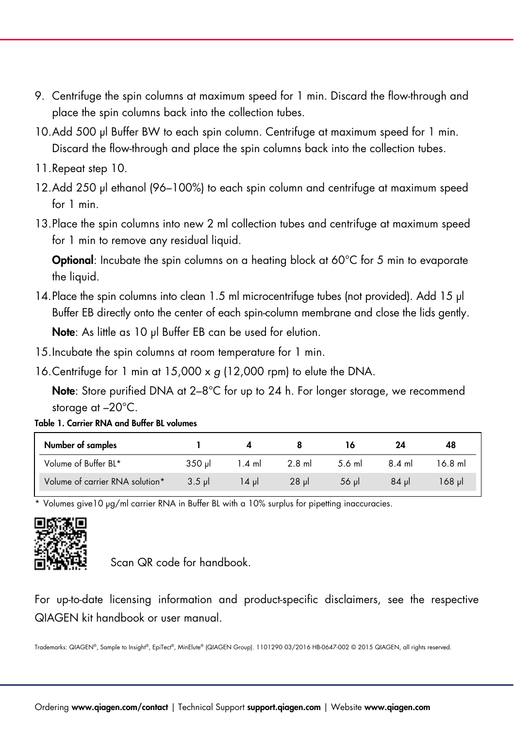9. Centrifuge the spin columns at maximum speed for 1 min. Discard the flow-through and place the spin columns back into the collection tubes.
10. Add 500 µl Buffer BW to each spin column. Centrifuge at maximum speed for 1 min. Discard the flow-through and place the spin columns back into the collection tubes.
11. Repeat step 10.
12. Add 250 µl ethanol (96–100%) to each spin column and centrifuge at maximum speed for 1 min.
13. Place the spin columns into new 2 ml collection tubes and centrifuge at maximum speed for 1 min to remove any residual liquid.

    **Optional**: Incubate the spin columns on a heating block at 60°C for 5 min to evaporate the liquid.
14. Place the spin columns into clean 1.5 ml microcentrifuge tubes (not provided). Add 15 µl Buffer EB directly onto the center of each spin-column membrane and close the lids gently.

    **Note**: As little as 10 µl Buffer EB can be used for elution.
15. Incubate the spin columns at room temperature for 1 min.
16. Centrifuge for 1 min at 15,000 x *g* (12,000 rpm) to elute the DNA.

    **Note**: Store purified DNA at 2–8°C for up to 24 h. For longer storage, we recommend storage at –20°C.

**Table 1. Carrier RNA and Buffer BL volumes**

| Number of samples | 1 | 4 | 8 | 16 | 24 | 48 |
|---|---|---|---|---|---|---|
| Volume of Buffer BL* | 350 µl | 1.4 ml | 2.8 ml | 5.6 ml | 8.4 ml | 16.8 ml |
| Volume of carrier RNA solution* | 3.5 µl | 14 µl | 28 µl | 56 µl | 84 µl | 168 µl |

* Volumes give10 µg/ml carrier RNA in Buffer BL with a 10% surplus for pipetting inaccuracies.

Scan QR code for handbook.

For up-to-date licensing information and product-specific disclaimers, see the respective QIAGEN kit handbook or user manual.

Trademarks: QIAGEN®, Sample to Insight®, EpiTect®, MinElute® (QIAGEN Group). 1101290 03/2016 HB-0647-002 © 2015 QIAGEN, all rights reserved.

Ordering **www.qiagen.com/contact** | Technical Support **support.qiagen.com** | Website **www.qiagen.com**